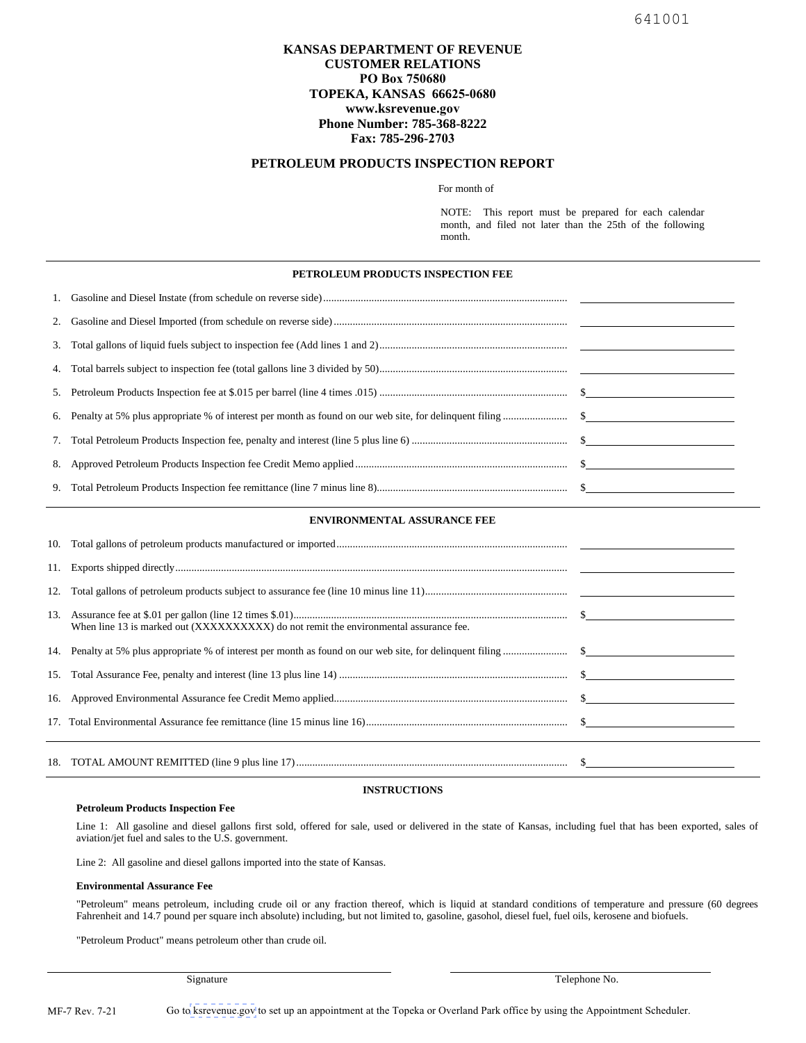641001

**KANSAS DEPARTMENT OF REVENUE**
**CUSTOMER RELATIONS**
**PO Box 750680**
**TOPEKA, KANSAS 66625-0680**
**www.ksrevenue.gov**
**Phone Number: 785-368-8222**
**Fax: 785-296-2703**

# PETROLEUM PRODUCTS INSPECTION REPORT

For month of

NOTE: This report must be prepared for each calendar month, and filed not later than the 25th of the following month.

## PETROLEUM PRODUCTS INSPECTION FEE

1. Gasoline and Diesel Instate (from schedule on reverse side) .......... \_\_\_\_\_\_\_\_\_\_
2. Gasoline and Diesel Imported (from schedule on reverse side) .......... \_\_\_\_\_\_\_\_\_\_
3. Total gallons of liquid fuels subject to inspection fee (Add lines 1 and 2) .......... \_\_\_\_\_\_\_\_\_\_
4. Total barrels subject to inspection fee (total gallons line 3 divided by 50) .......... \_\_\_\_\_\_\_\_\_\_
5. Petroleum Products Inspection fee at $.015 per barrel (line 4 times .015) .......... $\_\_\_\_\_\_\_\_\_\_
6. Penalty at 5% plus appropriate % of interest per month as found on our web site, for delinquent filing .......... $\_\_\_\_\_\_\_\_\_\_
7. Total Petroleum Products Inspection fee, penalty and interest (line 5 plus line 6) .......... $\_\_\_\_\_\_\_\_\_\_
8. Approved Petroleum Products Inspection fee Credit Memo applied .......... $\_\_\_\_\_\_\_\_\_\_
9. Total Petroleum Products Inspection fee remittance (line 7 minus line 8) .......... $\_\_\_\_\_\_\_\_\_\_

## ENVIRONMENTAL ASSURANCE FEE

10. Total gallons of petroleum products manufactured or imported .......... \_\_\_\_\_\_\_\_\_\_
11. Exports shipped directly .......... \_\_\_\_\_\_\_\_\_\_
12. Total gallons of petroleum products subject to assurance fee (line 10 minus line 11) .......... \_\_\_\_\_\_\_\_\_\_
13. Assurance fee at $.01 per gallon (line 12 times $.01) .......... $\_\_\_\_\_\_\_\_\_\_
    When line 13 is marked out (XXXXXXXXXX) do not remit the environmental assurance fee.
14. Penalty at 5% plus appropriate % of interest per month as found on our web site, for delinquent filing .......... $\_\_\_\_\_\_\_\_\_\_
15. Total Assurance Fee, penalty and interest (line 13 plus line 14) .......... $\_\_\_\_\_\_\_\_\_\_
16. Approved Environmental Assurance fee Credit Memo applied .......... $\_\_\_\_\_\_\_\_\_\_
17. Total Environmental Assurance fee remittance (line 15 minus line 16) .......... $\_\_\_\_\_\_\_\_\_\_

18. TOTAL AMOUNT REMITTED (line 9 plus line 17) .......... $\_\_\_\_\_\_\_\_\_\_

## INSTRUCTIONS

**Petroleum Products Inspection Fee**

Line 1: All gasoline and diesel gallons first sold, offered for sale, used or delivered in the state of Kansas, including fuel that has been exported, sales of aviation/jet fuel and sales to the U.S. government.

Line 2: All gasoline and diesel gallons imported into the state of Kansas.

**Environmental Assurance Fee**

"Petroleum" means petroleum, including crude oil or any fraction thereof, which is liquid at standard conditions of temperature and pressure (60 degrees Fahrenheit and 14.7 pound per square inch absolute) including, but not limited to, gasoline, gasohol, diesel fuel, fuel oils, kerosene and biofuels.

"Petroleum Product" means petroleum other than crude oil.

\_\_\_\_\_\_\_\_\_\_\_\_\_\_\_\_\_\_\_\_ Signature

\_\_\_\_\_\_\_\_\_\_\_\_\_\_\_\_\_\_\_\_ Telephone No.

MF-7 Rev. 7-21

Go to ksrevenue.gov to set up an appointment at the Topeka or Overland Park office by using the Appointment Scheduler.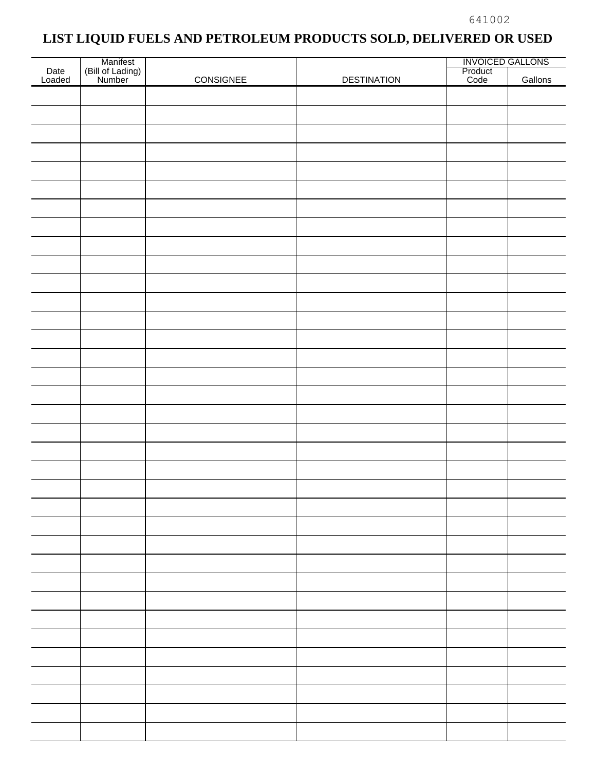641002

# LIST LIQUID FUELS AND PETROLEUM PRODUCTS SOLD, DELIVERED OR USED

| Date Loaded | Manifest (Bill of Lading) Number | CONSIGNEE | DESTINATION | INVOICED GALLONS | |
|---|---|---|---|---|---|
| | | | | Product Code | Gallons |
| | | | | | |
| | | | | | |
| | | | | | |
| | | | | | |
| | | | | | |
| | | | | | |
| | | | | | |
| | | | | | |
| | | | | | |
| | | | | | |
| | | | | | |
| | | | | | |
| | | | | | |
| | | | | | |
| | | | | | |
| | | | | | |
| | | | | | |
| | | | | | |
| | | | | | |
| | | | | | |
| | | | | | |
| | | | | | |
| | | | | | |
| | | | | | |
| | | | | | |
| | | | | | |
| | | | | | |
| | | | | | |
| | | | | | |
| | | | | | |
| | | | | | |
| | | | | | |
| | | | | | |
| | | | | | |
| | | | | | |
| | | | | | |
| | | | | | |